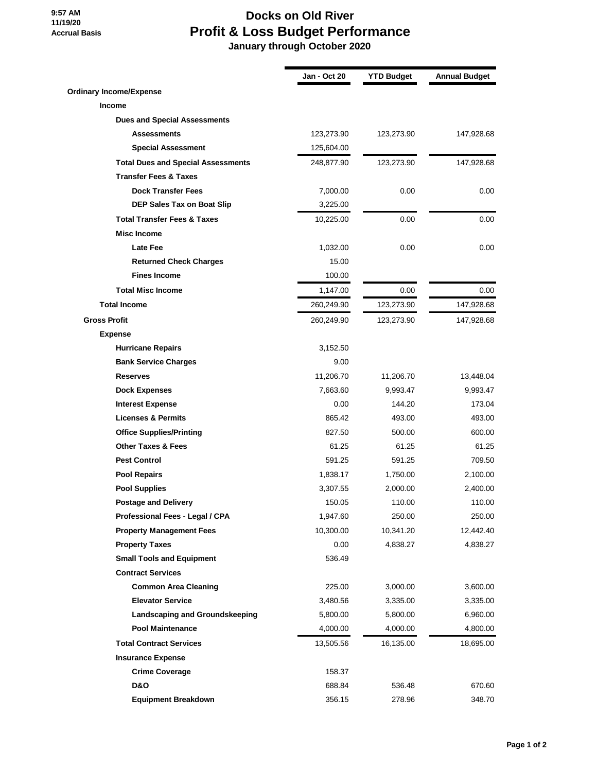9:57 AM
11/19/20
Accrual Basis

# Docks on Old River
## Profit & Loss Budget Performance
### January through October 2020

| | Jan - Oct 20 | YTD Budget | Annual Budget |
|---|---|---|---|
| **Ordinary Income/Expense** | | | |
| **Income** | | | |
| **Dues and Special Assessments** | | | |
| **Assessments** | 123,273.90 | 123,273.90 | 147,928.68 |
| **Special Assessment** | 125,604.00 | | |
| **Total Dues and Special Assessments** | 248,877.90 | 123,273.90 | 147,928.68 |
| **Transfer Fees & Taxes** | | | |
| **Dock Transfer Fees** | 7,000.00 | 0.00 | 0.00 |
| **DEP Sales Tax on Boat Slip** | 3,225.00 | | |
| **Total Transfer Fees & Taxes** | 10,225.00 | 0.00 | 0.00 |
| **Misc Income** | | | |
| **Late Fee** | 1,032.00 | 0.00 | 0.00 |
| **Returned Check Charges** | 15.00 | | |
| **Fines Income** | 100.00 | | |
| **Total Misc Income** | 1,147.00 | 0.00 | 0.00 |
| **Total Income** | 260,249.90 | 123,273.90 | 147,928.68 |
| **Gross Profit** | 260,249.90 | 123,273.90 | 147,928.68 |
| **Expense** | | | |
| **Hurricane Repairs** | 3,152.50 | | |
| **Bank Service Charges** | 9.00 | | |
| **Reserves** | 11,206.70 | 11,206.70 | 13,448.04 |
| **Dock Expenses** | 7,663.60 | 9,993.47 | 9,993.47 |
| **Interest Expense** | 0.00 | 144.20 | 173.04 |
| **Licenses & Permits** | 865.42 | 493.00 | 493.00 |
| **Office Supplies/Printing** | 827.50 | 500.00 | 600.00 |
| **Other Taxes & Fees** | 61.25 | 61.25 | 61.25 |
| **Pest Control** | 591.25 | 591.25 | 709.50 |
| **Pool Repairs** | 1,838.17 | 1,750.00 | 2,100.00 |
| **Pool Supplies** | 3,307.55 | 2,000.00 | 2,400.00 |
| **Postage and Delivery** | 150.05 | 110.00 | 110.00 |
| **Professional Fees - Legal / CPA** | 1,947.60 | 250.00 | 250.00 |
| **Property Management Fees** | 10,300.00 | 10,341.20 | 12,442.40 |
| **Property Taxes** | 0.00 | 4,838.27 | 4,838.27 |
| **Small Tools and Equipment** | 536.49 | | |
| **Contract Services** | | | |
| **Common Area Cleaning** | 225.00 | 3,000.00 | 3,600.00 |
| **Elevator Service** | 3,480.56 | 3,335.00 | 3,335.00 |
| **Landscaping and Groundskeeping** | 5,800.00 | 5,800.00 | 6,960.00 |
| **Pool Maintenance** | 4,000.00 | 4,000.00 | 4,800.00 |
| **Total Contract Services** | 13,505.56 | 16,135.00 | 18,695.00 |
| **Insurance Expense** | | | |
| **Crime Coverage** | 158.37 | | |
| **D&O** | 688.84 | 536.48 | 670.60 |
| **Equipment Breakdown** | 356.15 | 278.96 | 348.70 |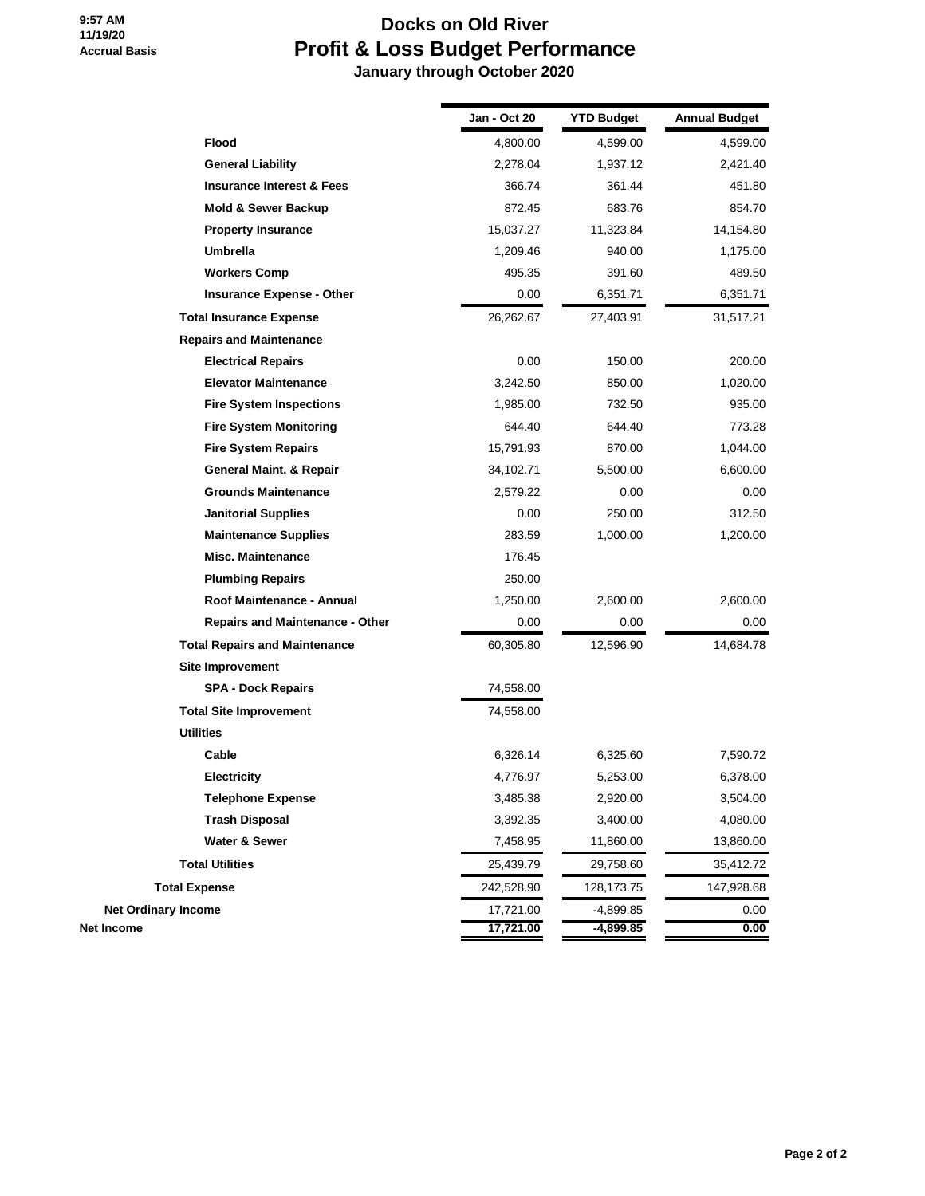# Docks on Old River

## Profit & Loss Budget Performance

### January through October 2020

9:57 AM
11/19/20
Accrual Basis

| | Jan - Oct 20 | YTD Budget | Annual Budget |
|---|---|---|---|
| **Flood** | 4,800.00 | 4,599.00 | 4,599.00 |
| **General Liability** | 2,278.04 | 1,937.12 | 2,421.40 |
| **Insurance Interest & Fees** | 366.74 | 361.44 | 451.80 |
| **Mold & Sewer Backup** | 872.45 | 683.76 | 854.70 |
| **Property Insurance** | 15,037.27 | 11,323.84 | 14,154.80 |
| **Umbrella** | 1,209.46 | 940.00 | 1,175.00 |
| **Workers Comp** | 495.35 | 391.60 | 489.50 |
| **Insurance Expense - Other** | 0.00 | 6,351.71 | 6,351.71 |
| **Total Insurance Expense** | 26,262.67 | 27,403.91 | 31,517.21 |
| **Repairs and Maintenance** | | | |
| **Electrical Repairs** | 0.00 | 150.00 | 200.00 |
| **Elevator Maintenance** | 3,242.50 | 850.00 | 1,020.00 |
| **Fire System Inspections** | 1,985.00 | 732.50 | 935.00 |
| **Fire System Monitoring** | 644.40 | 644.40 | 773.28 |
| **Fire System Repairs** | 15,791.93 | 870.00 | 1,044.00 |
| **General Maint. & Repair** | 34,102.71 | 5,500.00 | 6,600.00 |
| **Grounds Maintenance** | 2,579.22 | 0.00 | 0.00 |
| **Janitorial Supplies** | 0.00 | 250.00 | 312.50 |
| **Maintenance Supplies** | 283.59 | 1,000.00 | 1,200.00 |
| **Misc. Maintenance** | 176.45 | | |
| **Plumbing Repairs** | 250.00 | | |
| **Roof Maintenance - Annual** | 1,250.00 | 2,600.00 | 2,600.00 |
| **Repairs and Maintenance - Other** | 0.00 | 0.00 | 0.00 |
| **Total Repairs and Maintenance** | 60,305.80 | 12,596.90 | 14,684.78 |
| **Site Improvement** | | | |
| **SPA - Dock Repairs** | 74,558.00 | | |
| **Total Site Improvement** | 74,558.00 | | |
| **Utilities** | | | |
| **Cable** | 6,326.14 | 6,325.60 | 7,590.72 |
| **Electricity** | 4,776.97 | 5,253.00 | 6,378.00 |
| **Telephone Expense** | 3,485.38 | 2,920.00 | 3,504.00 |
| **Trash Disposal** | 3,392.35 | 3,400.00 | 4,080.00 |
| **Water & Sewer** | 7,458.95 | 11,860.00 | 13,860.00 |
| **Total Utilities** | 25,439.79 | 29,758.60 | 35,412.72 |
| **Total Expense** | 242,528.90 | 128,173.75 | 147,928.68 |
| **Net Ordinary Income** | 17,721.00 | -4,899.85 | 0.00 |
| **Net Income** | **17,721.00** | **-4,899.85** | **0.00** |